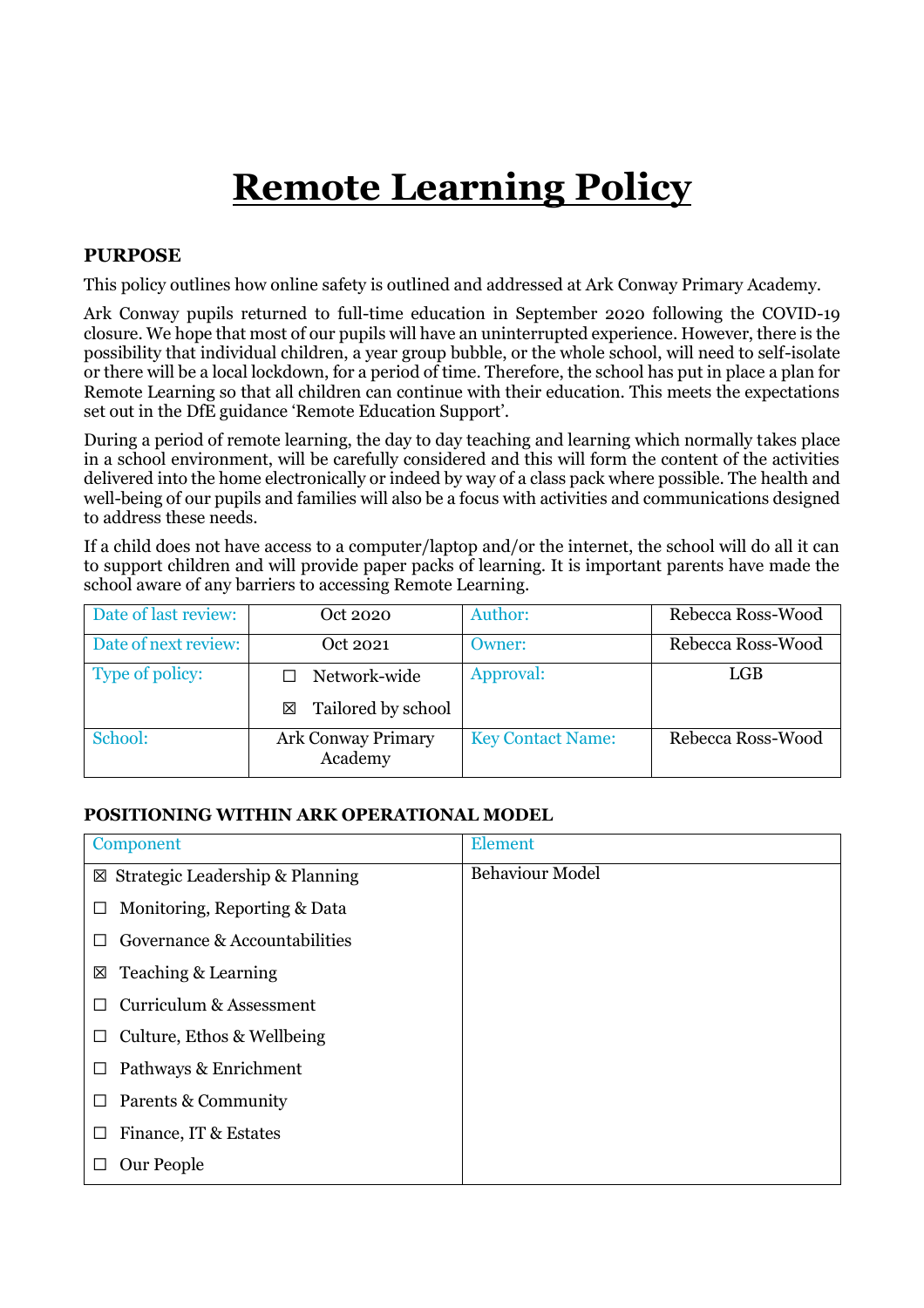# Remote Learning Policy

## PURPOSE

This policy outlines how online safety is outlined and addressed at Ark Conway Primary Academy.

Ark Conway pupils returned to full-time education in September 2020 following the COVID-19 closure. We hope that most of our pupils will have an uninterrupted experience. However, there is the possibility that individual children, a year group bubble, or the whole school, will need to self-isolate or there will be a local lockdown, for a period of time. Therefore, the school has put in place a plan for Remote Learning so that all children can continue with their education. This meets the expectations set out in the DfE guidance 'Remote Education Support'.

During a period of remote learning, the day to day teaching and learning which normally takes place in a school environment, will be carefully considered and this will form the content of the activities delivered into the home electronically or indeed by way of a class pack where possible. The health and well-being of our pupils and families will also be a focus with activities and communications designed to address these needs.

If a child does not have access to a computer/laptop and/or the internet, the school will do all it can to support children and will provide paper packs of learning. It is important parents have made the school aware of any barriers to accessing Remote Learning.

| Date of last review: | Oct 2020 | Author: | Rebecca Ross-Wood |
|---|---|---|---|
| Date of next review: | Oct 2021 | Owner: | Rebecca Ross-Wood |
| Type of policy: | ☐ Network-wide<br>☒ Tailored by school | Approval: | LGB |
| School: | Ark Conway Primary Academy | Key Contact Name: | Rebecca Ross-Wood |

## POSITIONING WITHIN ARK OPERATIONAL MODEL

| Component | Element |
|---|---|
| ☒ Strategic Leadership & Planning<br>☐ Monitoring, Reporting & Data<br>☐ Governance & Accountabilities<br>☒ Teaching & Learning<br>☐ Curriculum & Assessment<br>☐ Culture, Ethos & Wellbeing<br>☐ Pathways & Enrichment<br>☐ Parents & Community<br>☐ Finance, IT & Estates<br>☐ Our People | Behaviour Model |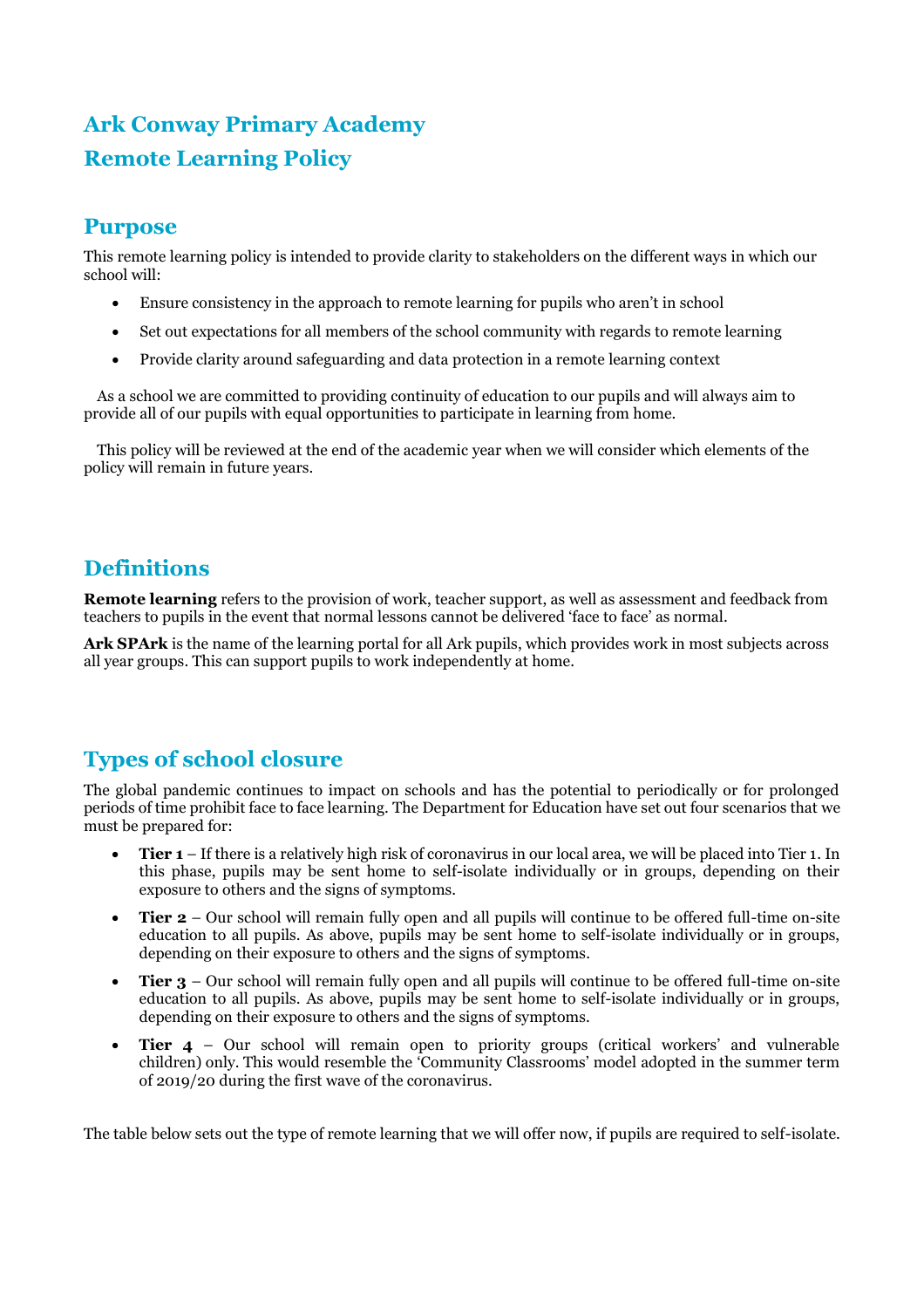# Ark Conway Primary Academy

# Remote Learning Policy

## Purpose

This remote learning policy is intended to provide clarity to stakeholders on the different ways in which our school will:

- Ensure consistency in the approach to remote learning for pupils who aren't in school
- Set out expectations for all members of the school community with regards to remote learning
- Provide clarity around safeguarding and data protection in a remote learning context

As a school we are committed to providing continuity of education to our pupils and will always aim to provide all of our pupils with equal opportunities to participate in learning from home.

This policy will be reviewed at the end of the academic year when we will consider which elements of the policy will remain in future years.

## Definitions

**Remote learning** refers to the provision of work, teacher support, as well as assessment and feedback from teachers to pupils in the event that normal lessons cannot be delivered 'face to face' as normal.

**Ark SPArk** is the name of the learning portal for all Ark pupils, which provides work in most subjects across all year groups. This can support pupils to work independently at home.

## Types of school closure

The global pandemic continues to impact on schools and has the potential to periodically or for prolonged periods of time prohibit face to face learning. The Department for Education have set out four scenarios that we must be prepared for:

- **Tier 1** – If there is a relatively high risk of coronavirus in our local area, we will be placed into Tier 1. In this phase, pupils may be sent home to self-isolate individually or in groups, depending on their exposure to others and the signs of symptoms.
- **Tier 2** – Our school will remain fully open and all pupils will continue to be offered full-time on-site education to all pupils. As above, pupils may be sent home to self-isolate individually or in groups, depending on their exposure to others and the signs of symptoms.
- **Tier 3** – Our school will remain fully open and all pupils will continue to be offered full-time on-site education to all pupils. As above, pupils may be sent home to self-isolate individually or in groups, depending on their exposure to others and the signs of symptoms.
- **Tier 4** – Our school will remain open to priority groups (critical workers' and vulnerable children) only. This would resemble the 'Community Classrooms' model adopted in the summer term of 2019/20 during the first wave of the coronavirus.

The table below sets out the type of remote learning that we will offer now, if pupils are required to self-isolate.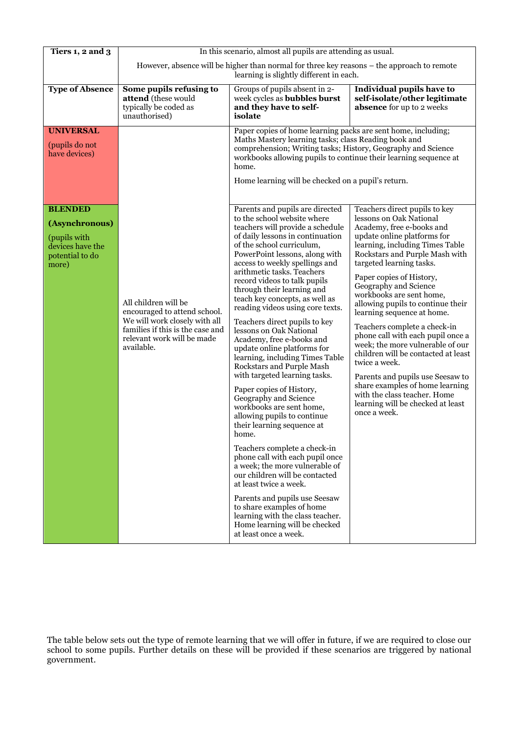| **Tiers 1, 2 and 3** | In this scenario, almost all pupils are attending as usual.<br><br>However, absence will be higher than normal for three key reasons – the approach to remote learning is slightly different in each. | | |
|---|---|---|---|
| **Type of Absence** | **Some pupils refusing to attend** (these would typically be coded as unauthorised) | Groups of pupils absent in 2-week cycles as **bubbles burst and they have to self-isolate** | **Individual pupils have to self-isolate/other legitimate absence** for up to 2 weeks |
| **UNIVERSAL**<br><br>(pupils do not have devices) | All children will be encouraged to attend school. We will work closely with all families if this is the case and relevant work will be made available. | Paper copies of home learning packs are sent home, including; Maths Mastery learning tasks; class Reading book and comprehension; Writing tasks; History, Geography and Science workbooks allowing pupils to continue their learning sequence at home.<br><br>Home learning will be checked on a pupil's return. | |
| **BLENDED**<br><br>**(Asynchronous)**<br><br>(pupils with devices have the potential to do more) | | Parents and pupils are directed to the school website where teachers will provide a schedule of daily lessons in continuation of the school curriculum, PowerPoint lessons, along with access to weekly spellings and arithmetic tasks. Teachers record videos to talk pupils through their learning and teach key concepts, as well as reading videos using core texts.<br><br>Teachers direct pupils to key lessons on Oak National Academy, free e-books and update online platforms for learning, including Times Table Rockstars and Purple Mash with targeted learning tasks.<br><br>Paper copies of History, Geography and Science workbooks are sent home, allowing pupils to continue their learning sequence at home.<br><br>Teachers complete a check-in phone call with each pupil once a week; the more vulnerable of our children will be contacted at least twice a week.<br><br>Parents and pupils use Seesaw to share examples of home learning with the class teacher. Home learning will be checked at least once a week. | Teachers direct pupils to key lessons on Oak National Academy, free e-books and update online platforms for learning, including Times Table Rockstars and Purple Mash with targeted learning tasks.<br><br>Paper copies of History, Geography and Science workbooks are sent home, allowing pupils to continue their learning sequence at home.<br><br>Teachers complete a check-in phone call with each pupil once a week; the more vulnerable of our children will be contacted at least twice a week.<br><br>Parents and pupils use Seesaw to share examples of home learning with the class teacher. Home learning will be checked at least once a week. |

The table below sets out the type of remote learning that we will offer in future, if we are required to close our school to some pupils. Further details on these will be provided if these scenarios are triggered by national government.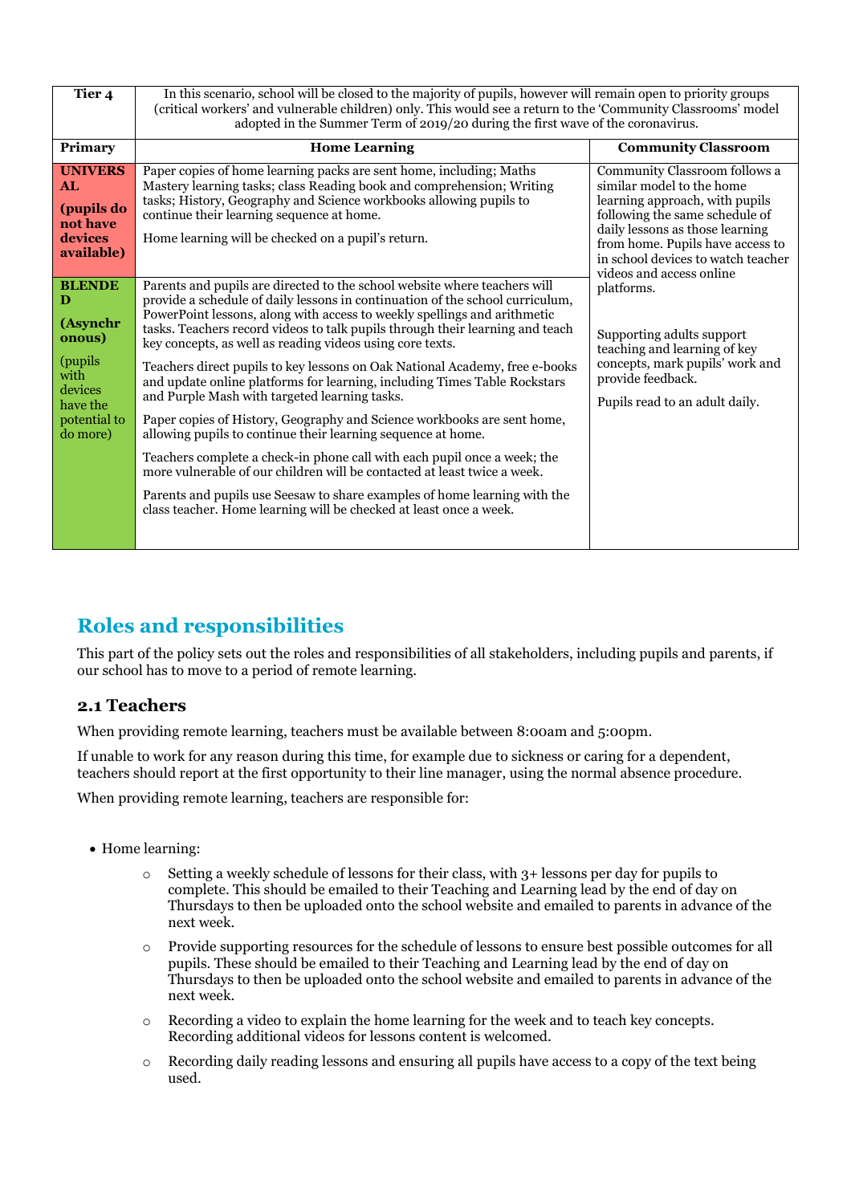| Tier 4 | In this scenario, school will be closed to the majority of pupils, however will remain open to priority groups (critical workers' and vulnerable children) only. This would see a return to the 'Community Classrooms' model adopted in the Summer Term of 2019/20 during the first wave of the coronavirus. | |
|---|---|---|
| **Primary** | **Home Learning** | **Community Classroom** |
| **UNIVERSAL (pupils do not have devices available)** | Paper copies of home learning packs are sent home, including; Maths Mastery learning tasks; class Reading book and comprehension; Writing tasks; History, Geography and Science workbooks allowing pupils to continue their learning sequence at home.<br><br>Home learning will be checked on a pupil's return. | Community Classroom follows a similar model to the home learning approach, with pupils following the same schedule of daily lessons as those learning from home. Pupils have access to in school devices to watch teacher videos and access online platforms.<br><br>Supporting adults support teaching and learning of key concepts, mark pupils' work and provide feedback.<br><br>Pupils read to an adult daily. |
| **BLENDED (Asynchronous)** (pupils with devices have the potential to do more) | Parents and pupils are directed to the school website where teachers will provide a schedule of daily lessons in continuation of the school curriculum, PowerPoint lessons, along with access to weekly spellings and arithmetic tasks. Teachers record videos to talk pupils through their learning and teach key concepts, as well as reading videos using core texts.<br><br>Teachers direct pupils to key lessons on Oak National Academy, free e-books and update online platforms for learning, including Times Table Rockstars and Purple Mash with targeted learning tasks.<br><br>Paper copies of History, Geography and Science workbooks are sent home, allowing pupils to continue their learning sequence at home.<br><br>Teachers complete a check-in phone call with each pupil once a week; the more vulnerable of our children will be contacted at least twice a week.<br><br>Parents and pupils use Seesaw to share examples of home learning with the class teacher. Home learning will be checked at least once a week. | |

## Roles and responsibilities

This part of the policy sets out the roles and responsibilities of all stakeholders, including pupils and parents, if our school has to move to a period of remote learning.

### 2.1 Teachers

When providing remote learning, teachers must be available between 8:00am and 5:00pm.

If unable to work for any reason during this time, for example due to sickness or caring for a dependent, teachers should report at the first opportunity to their line manager, using the normal absence procedure.

When providing remote learning, teachers are responsible for:

- Home learning:
  - Setting a weekly schedule of lessons for their class, with 3+ lessons per day for pupils to complete. This should be emailed to their Teaching and Learning lead by the end of day on Thursdays to then be uploaded onto the school website and emailed to parents in advance of the next week.
  - Provide supporting resources for the schedule of lessons to ensure best possible outcomes for all pupils. These should be emailed to their Teaching and Learning lead by the end of day on Thursdays to then be uploaded onto the school website and emailed to parents in advance of the next week.
  - Recording a video to explain the home learning for the week and to teach key concepts. Recording additional videos for lessons content is welcomed.
  - Recording daily reading lessons and ensuring all pupils have access to a copy of the text being used.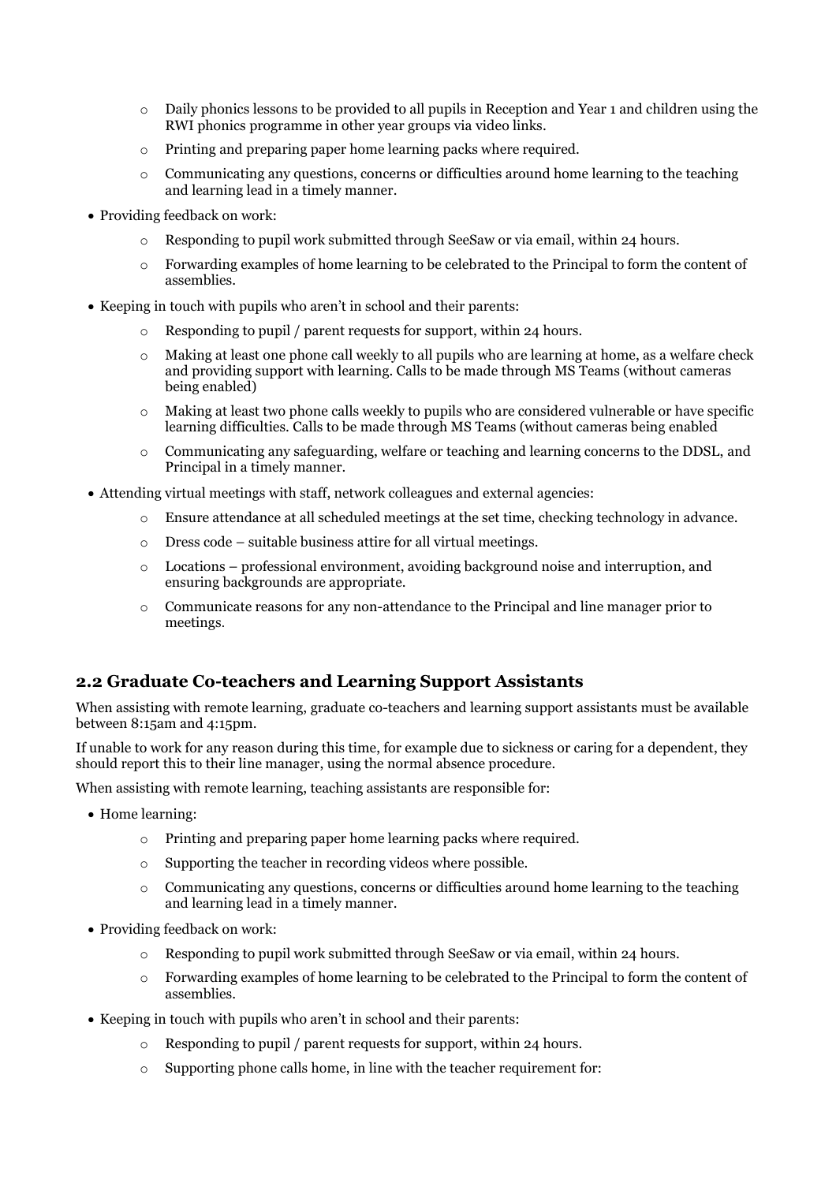- Daily phonics lessons to be provided to all pupils in Reception and Year 1 and children using the RWI phonics programme in other year groups via video links.
  - Printing and preparing paper home learning packs where required.
  - Communicating any questions, concerns or difficulties around home learning to the teaching and learning lead in a timely manner.
- Providing feedback on work:
  - Responding to pupil work submitted through SeeSaw or via email, within 24 hours.
  - Forwarding examples of home learning to be celebrated to the Principal to form the content of assemblies.
- Keeping in touch with pupils who aren't in school and their parents:
  - Responding to pupil / parent requests for support, within 24 hours.
  - Making at least one phone call weekly to all pupils who are learning at home, as a welfare check and providing support with learning. Calls to be made through MS Teams (without cameras being enabled)
  - Making at least two phone calls weekly to pupils who are considered vulnerable or have specific learning difficulties. Calls to be made through MS Teams (without cameras being enabled
  - Communicating any safeguarding, welfare or teaching and learning concerns to the DDSL, and Principal in a timely manner.
- Attending virtual meetings with staff, network colleagues and external agencies:
  - Ensure attendance at all scheduled meetings at the set time, checking technology in advance.
  - Dress code – suitable business attire for all virtual meetings.
  - Locations – professional environment, avoiding background noise and interruption, and ensuring backgrounds are appropriate.
  - Communicate reasons for any non-attendance to the Principal and line manager prior to meetings.

## 2.2 Graduate Co-teachers and Learning Support Assistants

When assisting with remote learning, graduate co-teachers and learning support assistants must be available between 8:15am and 4:15pm.

If unable to work for any reason during this time, for example due to sickness or caring for a dependent, they should report this to their line manager, using the normal absence procedure.

When assisting with remote learning, teaching assistants are responsible for:

- Home learning:
  - Printing and preparing paper home learning packs where required.
  - Supporting the teacher in recording videos where possible.
  - Communicating any questions, concerns or difficulties around home learning to the teaching and learning lead in a timely manner.
- Providing feedback on work:
  - Responding to pupil work submitted through SeeSaw or via email, within 24 hours.
  - Forwarding examples of home learning to be celebrated to the Principal to form the content of assemblies.
- Keeping in touch with pupils who aren't in school and their parents:
  - Responding to pupil / parent requests for support, within 24 hours.
  - Supporting phone calls home, in line with the teacher requirement for: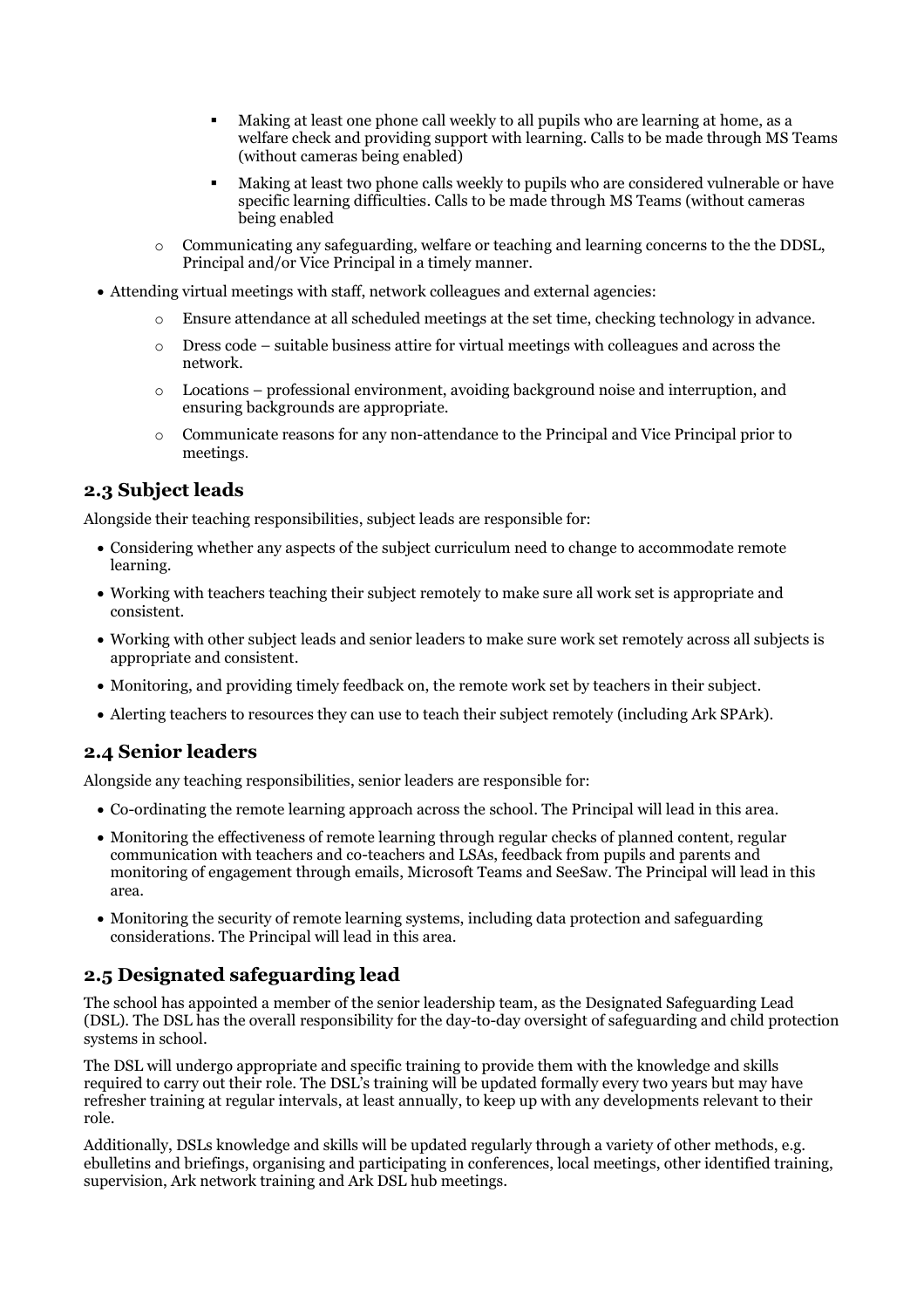- Making at least one phone call weekly to all pupils who are learning at home, as a welfare check and providing support with learning. Calls to be made through MS Teams (without cameras being enabled)
    - Making at least two phone calls weekly to pupils who are considered vulnerable or have specific learning difficulties. Calls to be made through MS Teams (without cameras being enabled
  - Communicating any safeguarding, welfare or teaching and learning concerns to the the DDSL, Principal and/or Vice Principal in a timely manner.

- Attending virtual meetings with staff, network colleagues and external agencies:
  - Ensure attendance at all scheduled meetings at the set time, checking technology in advance.
  - Dress code – suitable business attire for virtual meetings with colleagues and across the network.
  - Locations – professional environment, avoiding background noise and interruption, and ensuring backgrounds are appropriate.
  - Communicate reasons for any non-attendance to the Principal and Vice Principal prior to meetings.

## 2.3 Subject leads

Alongside their teaching responsibilities, subject leads are responsible for:

- Considering whether any aspects of the subject curriculum need to change to accommodate remote learning.
- Working with teachers teaching their subject remotely to make sure all work set is appropriate and consistent.
- Working with other subject leads and senior leaders to make sure work set remotely across all subjects is appropriate and consistent.
- Monitoring, and providing timely feedback on, the remote work set by teachers in their subject.
- Alerting teachers to resources they can use to teach their subject remotely (including Ark SPArk).

## 2.4 Senior leaders

Alongside any teaching responsibilities, senior leaders are responsible for:

- Co-ordinating the remote learning approach across the school. The Principal will lead in this area.
- Monitoring the effectiveness of remote learning through regular checks of planned content, regular communication with teachers and co-teachers and LSAs, feedback from pupils and parents and monitoring of engagement through emails, Microsoft Teams and SeeSaw. The Principal will lead in this area.
- Monitoring the security of remote learning systems, including data protection and safeguarding considerations. The Principal will lead in this area.

## 2.5 Designated safeguarding lead

The school has appointed a member of the senior leadership team, as the Designated Safeguarding Lead (DSL). The DSL has the overall responsibility for the day-to-day oversight of safeguarding and child protection systems in school.

The DSL will undergo appropriate and specific training to provide them with the knowledge and skills required to carry out their role. The DSL's training will be updated formally every two years but may have refresher training at regular intervals, at least annually, to keep up with any developments relevant to their role.

Additionally, DSLs knowledge and skills will be updated regularly through a variety of other methods, e.g. ebulletins and briefings, organising and participating in conferences, local meetings, other identified training, supervision, Ark network training and Ark DSL hub meetings.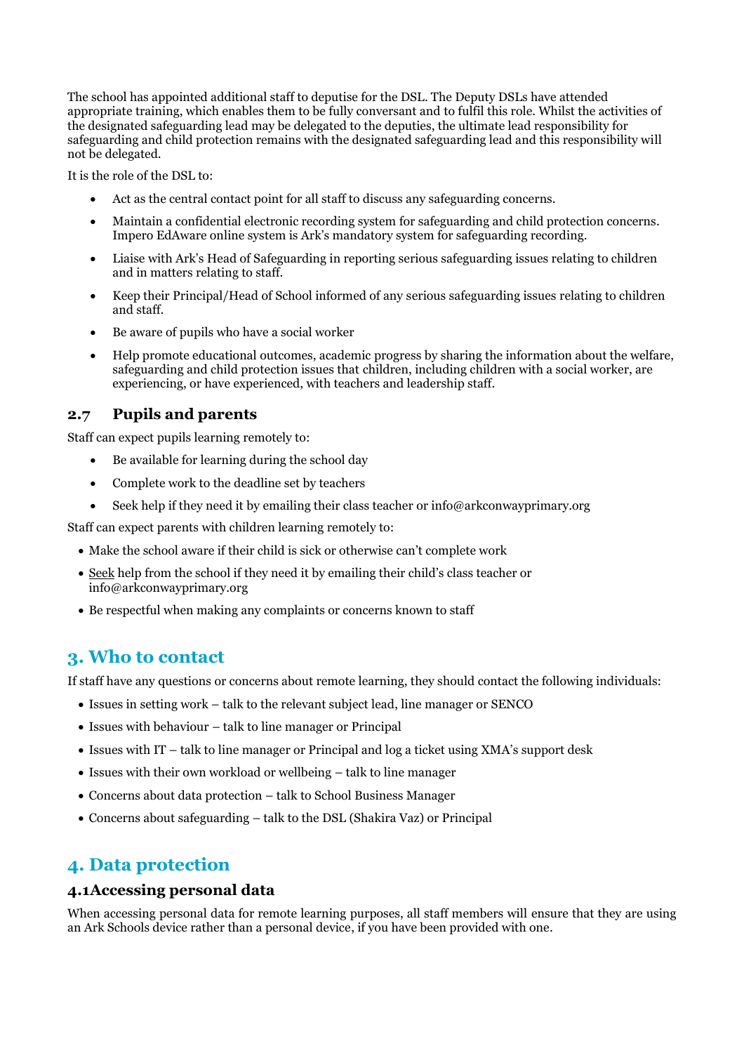The school has appointed additional staff to deputise for the DSL. The Deputy DSLs have attended appropriate training, which enables them to be fully conversant and to fulfil this role. Whilst the activities of the designated safeguarding lead may be delegated to the deputies, the ultimate lead responsibility for safeguarding and child protection remains with the designated safeguarding lead and this responsibility will not be delegated.

It is the role of the DSL to:

- Act as the central contact point for all staff to discuss any safeguarding concerns.
- Maintain a confidential electronic recording system for safeguarding and child protection concerns. Impero EdAware online system is Ark's mandatory system for safeguarding recording.
- Liaise with Ark's Head of Safeguarding in reporting serious safeguarding issues relating to children and in matters relating to staff.
- Keep their Principal/Head of School informed of any serious safeguarding issues relating to children and staff.
- Be aware of pupils who have a social worker
- Help promote educational outcomes, academic progress by sharing the information about the welfare, safeguarding and child protection issues that children, including children with a social worker, are experiencing, or have experienced, with teachers and leadership staff.

### 2.7 Pupils and parents

Staff can expect pupils learning remotely to:

- Be available for learning during the school day
- Complete work to the deadline set by teachers
- Seek help if they need it by emailing their class teacher or info@arkconwayprimary.org

Staff can expect parents with children learning remotely to:

- Make the school aware if their child is sick or otherwise can't complete work
- Seek help from the school if they need it by emailing their child's class teacher or info@arkconwayprimary.org
- Be respectful when making any complaints or concerns known to staff

## 3. Who to contact

If staff have any questions or concerns about remote learning, they should contact the following individuals:

- Issues in setting work – talk to the relevant subject lead, line manager or SENCO
- Issues with behaviour – talk to line manager or Principal
- Issues with IT – talk to line manager or Principal and log a ticket using XMA's support desk
- Issues with their own workload or wellbeing – talk to line manager
- Concerns about data protection – talk to School Business Manager
- Concerns about safeguarding – talk to the DSL (Shakira Vaz) or Principal

## 4. Data protection

### 4.1Accessing personal data

When accessing personal data for remote learning purposes, all staff members will ensure that they are using an Ark Schools device rather than a personal device, if you have been provided with one.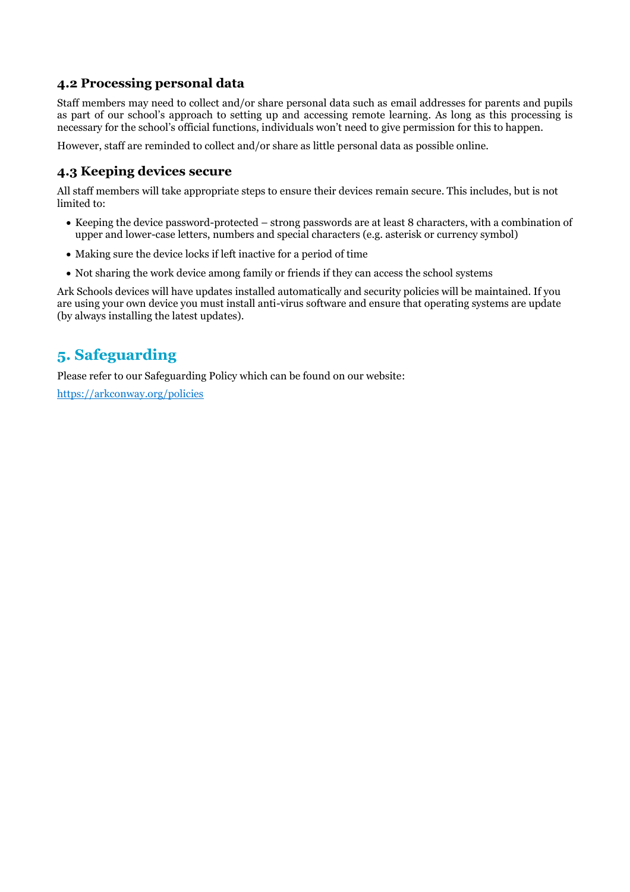### 4.2 Processing personal data

Staff members may need to collect and/or share personal data such as email addresses for parents and pupils as part of our school's approach to setting up and accessing remote learning. As long as this processing is necessary for the school's official functions, individuals won't need to give permission for this to happen.

However, staff are reminded to collect and/or share as little personal data as possible online.

### 4.3 Keeping devices secure

All staff members will take appropriate steps to ensure their devices remain secure. This includes, but is not limited to:

- Keeping the device password-protected – strong passwords are at least 8 characters, with a combination of upper and lower-case letters, numbers and special characters (e.g. asterisk or currency symbol)
- Making sure the device locks if left inactive for a period of time
- Not sharing the work device among family or friends if they can access the school systems

Ark Schools devices will have updates installed automatically and security policies will be maintained. If you are using your own device you must install anti-virus software and ensure that operating systems are update (by always installing the latest updates).

## 5. Safeguarding

Please refer to our Safeguarding Policy which can be found on our website:

[https://arkconway.org/policies](https://arkconway.org/policies)